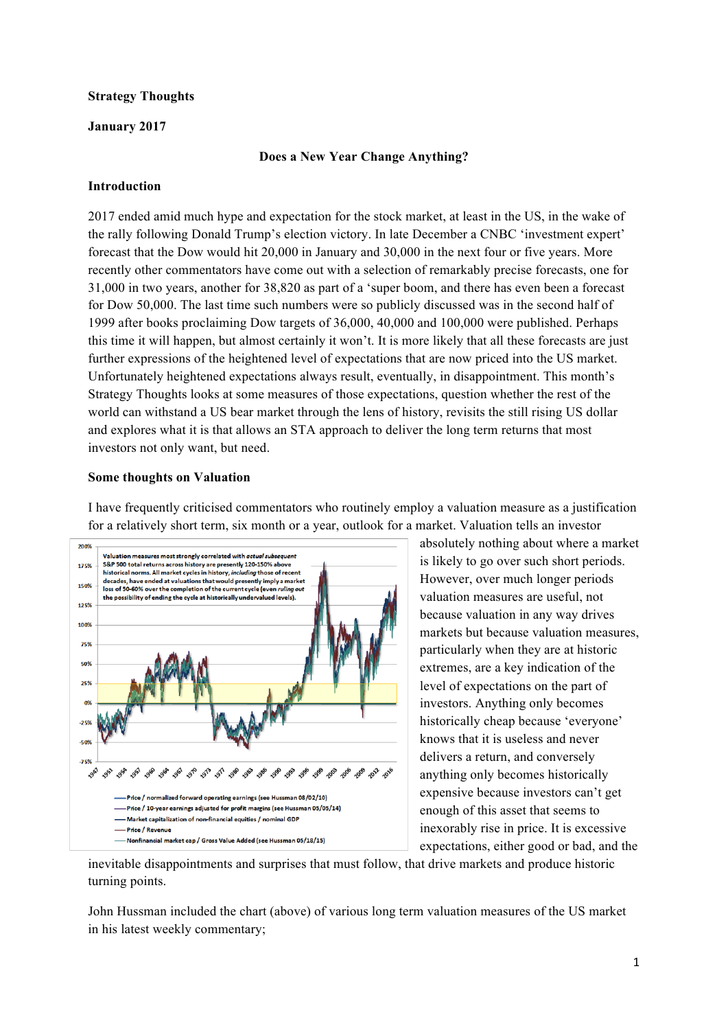**Strategy Thoughts**

**January 2017**

**Does a New Year Change Anything?**

**Introduction**

2017 ended amid much hype and expectation for the stock market, at least in the US, in the wake of the rally following Donald Trump's election victory. In late December a CNBC 'investment expert' forecast that the Dow would hit 20,000 in January and 30,000 in the next four or five years. More recently other commentators have come out with a selection of remarkably precise forecasts, one for 31,000 in two years, another for 38,820 as part of a 'super boom, and there has even been a forecast for Dow 50,000. The last time such numbers were so publicly discussed was in the second half of 1999 after books proclaiming Dow targets of 36,000, 40,000 and 100,000 were published. Perhaps this time it will happen, but almost certainly it won't. It is more likely that all these forecasts are just further expressions of the heightened level of expectations that are now priced into the US market. Unfortunately heightened expectations always result, eventually, in disappointment. This month's Strategy Thoughts looks at some measures of those expectations, question whether the rest of the world can withstand a US bear market through the lens of history, revisits the still rising US dollar and explores what it is that allows an STA approach to deliver the long term returns that most investors not only want, but need.

**Some thoughts on Valuation**

I have frequently criticised commentators who routinely employ a valuation measure as a justification for a relatively short term, six month or a year, outlook for a market. Valuation tells an investor absolutely nothing about where a market is likely to go over such short periods. However, over much longer periods valuation measures are useful, not because valuation in any way drives markets but because valuation measures, particularly when they are at historic extremes, are a key indication of the level of expectations on the part of investors. Anything only becomes historically cheap because 'everyone' knows that it is useless and never delivers a return, and conversely anything only becomes historically expensive because investors can't get enough of this asset that seems to inexorably rise in price. It is excessive expectations, either good or bad, and the inevitable disappointments and surprises that must follow, that drive markets and produce historic turning points.

John Hussman included the chart (above) of various long term valuation measures of the US market in his latest weekly commentary;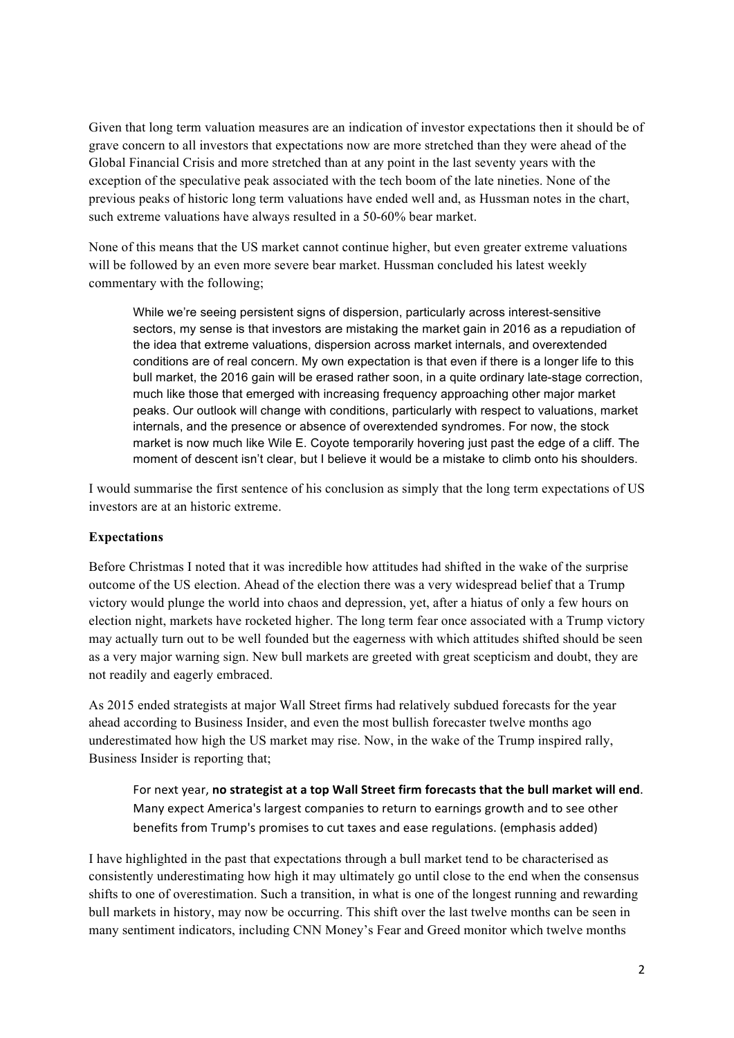Given that long term valuation measures are an indication of investor expectations then it should be of grave concern to all investors that expectations now are more stretched than they were ahead of the Global Financial Crisis and more stretched than at any point in the last seventy years with the exception of the speculative peak associated with the tech boom of the late nineties. None of the previous peaks of historic long term valuations have ended well and, as Hussman notes in the chart, such extreme valuations have always resulted in a 50-60% bear market.

None of this means that the US market cannot continue higher, but even greater extreme valuations will be followed by an even more severe bear market. Hussman concluded his latest weekly commentary with the following;

> While we're seeing persistent signs of dispersion, particularly across interest-sensitive sectors, my sense is that investors are mistaking the market gain in 2016 as a repudiation of the idea that extreme valuations, dispersion across market internals, and overextended conditions are of real concern. My own expectation is that even if there is a longer life to this bull market, the 2016 gain will be erased rather soon, in a quite ordinary late-stage correction, much like those that emerged with increasing frequency approaching other major market peaks. Our outlook will change with conditions, particularly with respect to valuations, market internals, and the presence or absence of overextended syndromes. For now, the stock market is now much like Wile E. Coyote temporarily hovering just past the edge of a cliff. The moment of descent isn't clear, but I believe it would be a mistake to climb onto his shoulders.

I would summarise the first sentence of his conclusion as simply that the long term expectations of US investors are at an historic extreme.

**Expectations**

Before Christmas I noted that it was incredible how attitudes had shifted in the wake of the surprise outcome of the US election. Ahead of the election there was a very widespread belief that a Trump victory would plunge the world into chaos and depression, yet, after a hiatus of only a few hours on election night, markets have rocketed higher. The long term fear once associated with a Trump victory may actually turn out to be well founded but the eagerness with which attitudes shifted should be seen as a very major warning sign. New bull markets are greeted with great scepticism and doubt, they are not readily and eagerly embraced.

As 2015 ended strategists at major Wall Street firms had relatively subdued forecasts for the year ahead according to Business Insider, and even the most bullish forecaster twelve months ago underestimated how high the US market may rise. Now, in the wake of the Trump inspired rally, Business Insider is reporting that;

> For next year, **no strategist at a top Wall Street firm forecasts that the bull market will end**. Many expect America's largest companies to return to earnings growth and to see other benefits from Trump's promises to cut taxes and ease regulations. (emphasis added)

I have highlighted in the past that expectations through a bull market tend to be characterised as consistently underestimating how high it may ultimately go until close to the end when the consensus shifts to one of overestimation. Such a transition, in what is one of the longest running and rewarding bull markets in history, may now be occurring. This shift over the last twelve months can be seen in many sentiment indicators, including CNN Money's Fear and Greed monitor which twelve months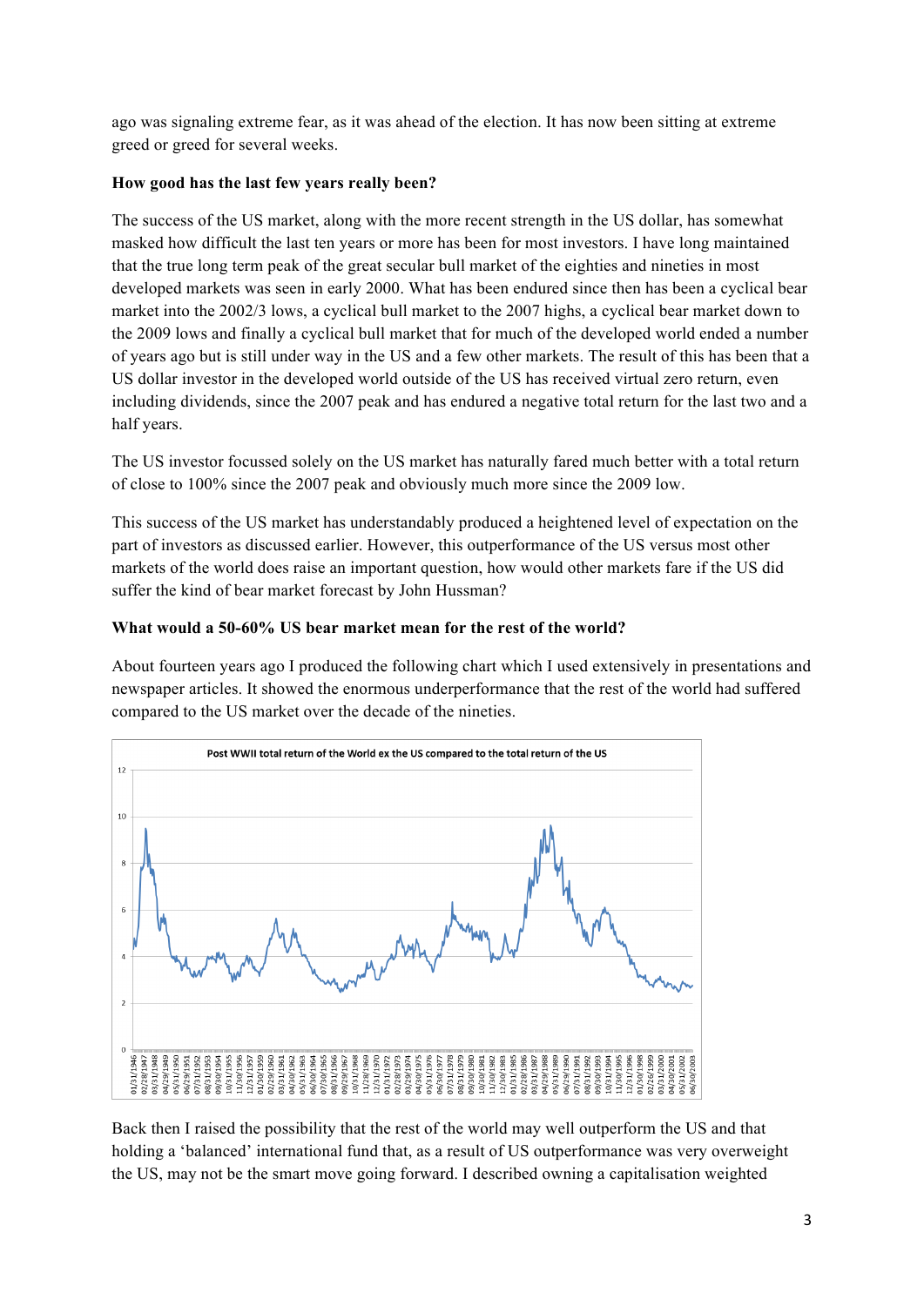ago was signaling extreme fear, as it was ahead of the election. It has now been sitting at extreme greed or greed for several weeks.

**How good has the last few years really been?**

The success of the US market, along with the more recent strength in the US dollar, has somewhat masked how difficult the last ten years or more has been for most investors. I have long maintained that the true long term peak of the great secular bull market of the eighties and nineties in most developed markets was seen in early 2000. What has been endured since then has been a cyclical bear market into the 2002/3 lows, a cyclical bull market to the 2007 highs, a cyclical bear market down to the 2009 lows and finally a cyclical bull market that for much of the developed world ended a number of years ago but is still under way in the US and a few other markets. The result of this has been that a US dollar investor in the developed world outside of the US has received virtual zero return, even including dividends, since the 2007 peak and has endured a negative total return for the last two and a half years.

The US investor focussed solely on the US market has naturally fared much better with a total return of close to 100% since the 2007 peak and obviously much more since the 2009 low.

This success of the US market has understandably produced a heightened level of expectation on the part of investors as discussed earlier. However, this outperformance of the US versus most other markets of the world does raise an important question, how would other markets fare if the US did suffer the kind of bear market forecast by John Hussman?

**What would a 50-60% US bear market mean for the rest of the world?**

About fourteen years ago I produced the following chart which I used extensively in presentations and newspaper articles. It showed the enormous underperformance that the rest of the world had suffered compared to the US market over the decade of the nineties.

Post WWII total return of the World ex the US compared to the total return of the US

Back then I raised the possibility that the rest of the world may well outperform the US and that holding a 'balanced' international fund that, as a result of US outperformance was very overweight the US, may not be the smart move going forward. I described owning a capitalisation weighted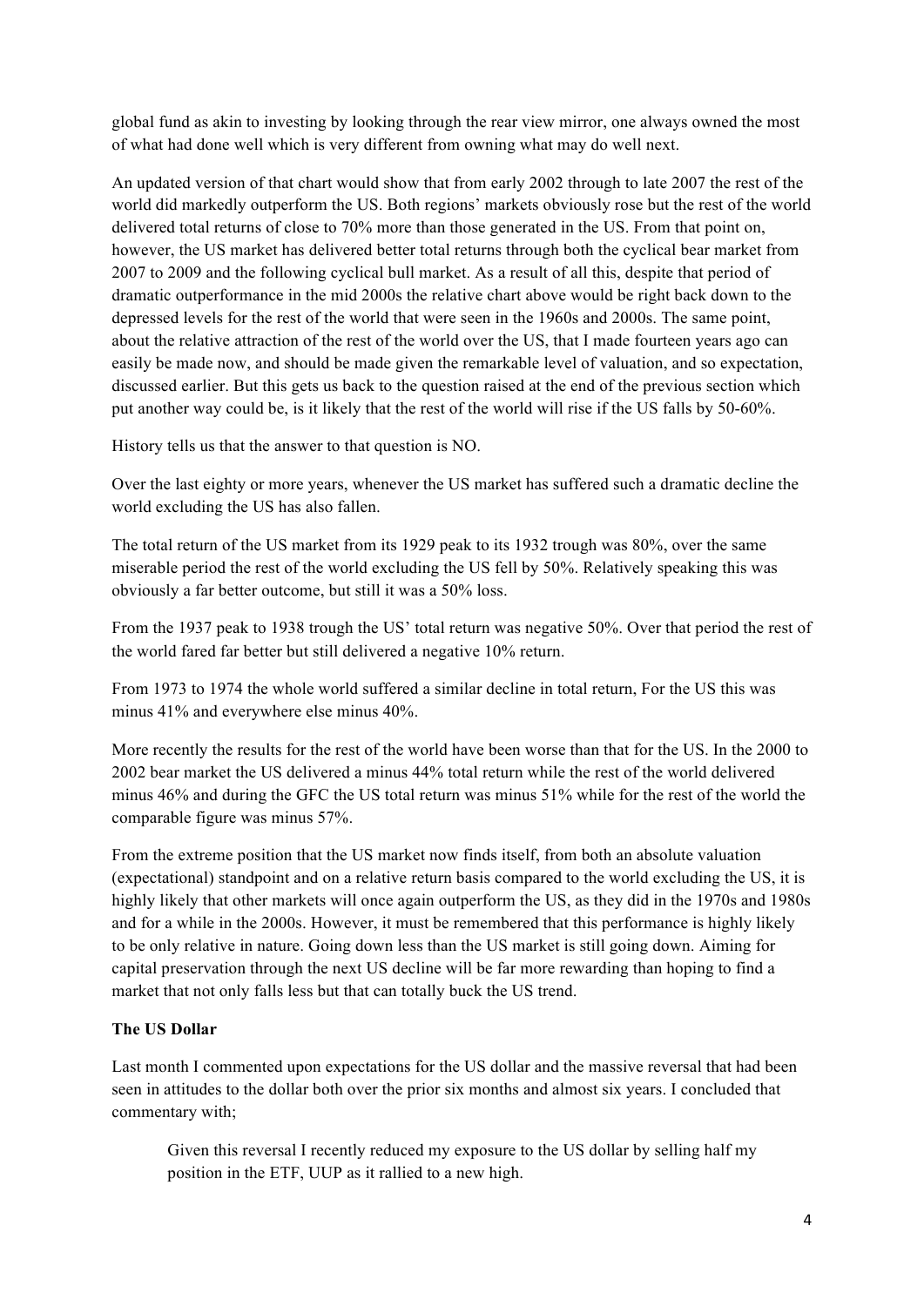global fund as akin to investing by looking through the rear view mirror, one always owned the most of what had done well which is very different from owning what may do well next.

An updated version of that chart would show that from early 2002 through to late 2007 the rest of the world did markedly outperform the US. Both regions' markets obviously rose but the rest of the world delivered total returns of close to 70% more than those generated in the US. From that point on, however, the US market has delivered better total returns through both the cyclical bear market from 2007 to 2009 and the following cyclical bull market. As a result of all this, despite that period of dramatic outperformance in the mid 2000s the relative chart above would be right back down to the depressed levels for the rest of the world that were seen in the 1960s and 2000s. The same point, about the relative attraction of the rest of the world over the US, that I made fourteen years ago can easily be made now, and should be made given the remarkable level of valuation, and so expectation, discussed earlier. But this gets us back to the question raised at the end of the previous section which put another way could be, is it likely that the rest of the world will rise if the US falls by 50-60%.

History tells us that the answer to that question is NO.

Over the last eighty or more years, whenever the US market has suffered such a dramatic decline the world excluding the US has also fallen.

The total return of the US market from its 1929 peak to its 1932 trough was 80%, over the same miserable period the rest of the world excluding the US fell by 50%. Relatively speaking this was obviously a far better outcome, but still it was a 50% loss.

From the 1937 peak to 1938 trough the US' total return was negative 50%. Over that period the rest of the world fared far better but still delivered a negative 10% return.

From 1973 to 1974 the whole world suffered a similar decline in total return, For the US this was minus 41% and everywhere else minus 40%.

More recently the results for the rest of the world have been worse than that for the US. In the 2000 to 2002 bear market the US delivered a minus 44% total return while the rest of the world delivered minus 46% and during the GFC the US total return was minus 51% while for the rest of the world the comparable figure was minus 57%.

From the extreme position that the US market now finds itself, from both an absolute valuation (expectational) standpoint and on a relative return basis compared to the world excluding the US, it is highly likely that other markets will once again outperform the US, as they did in the 1970s and 1980s and for a while in the 2000s. However, it must be remembered that this performance is highly likely to be only relative in nature. Going down less than the US market is still going down. Aiming for capital preservation through the next US decline will be far more rewarding than hoping to find a market that not only falls less but that can totally buck the US trend.

**The US Dollar**

Last month I commented upon expectations for the US dollar and the massive reversal that had been seen in attitudes to the dollar both over the prior six months and almost six years. I concluded that commentary with;

> Given this reversal I recently reduced my exposure to the US dollar by selling half my position in the ETF, UUP as it rallied to a new high.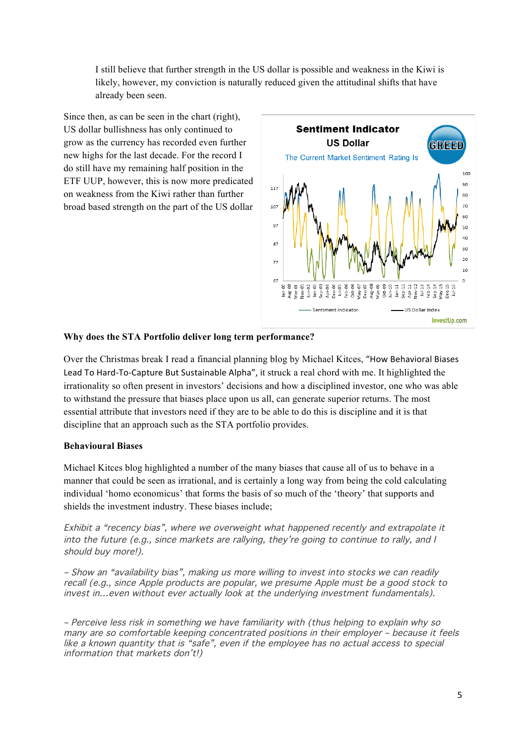I still believe that further strength in the US dollar is possible and weakness in the Kiwi is likely, however, my conviction is naturally reduced given the attitudinal shifts that have already been seen.

Since then, as can be seen in the chart (right), US dollar bullishness has only continued to grow as the currency has recorded even further new highs for the last decade. For the record I do still have my remaining half position in the ETF UUP, however, this is now more predicated on weakness from the Kiwi rather than further broad based strength on the part of the US dollar

**Why does the STA Portfolio deliver long term performance?**

Over the Christmas break I read a financial planning blog by Michael Kitces, "How Behavioral Biases Lead To Hard-To-Capture But Sustainable Alpha", it struck a real chord with me. It highlighted the irrationality so often present in investors' decisions and how a disciplined investor, one who was able to withstand the pressure that biases place upon us all, can generate superior returns. The most essential attribute that investors need if they are to be able to do this is discipline and it is that discipline that an approach such as the STA portfolio provides.

**Behavioural Biases**

Michael Kitces blog highlighted a number of the many biases that cause all of us to behave in a manner that could be seen as irrational, and is certainly a long way from being the cold calculating individual 'homo economicus' that forms the basis of so much of the 'theory' that supports and shields the investment industry. These biases include;

*Exhibit a "recency bias", where we overweight what happened recently and extrapolate it into the future (e.g., since markets are rallying, they're going to continue to rally, and I should buy more!).*

*– Show an "availability bias", making us more willing to invest into stocks we can readily recall (e.g., since Apple products are popular, we presume Apple must be a good stock to invest in…even without ever actually look at the underlying investment fundamentals).*

*– Perceive less risk in something we have familiarity with (thus helping to explain why so many are so comfortable keeping concentrated positions in their employer – because it feels like a known quantity that is "safe", even if the employee has no actual access to special information that markets don't!)*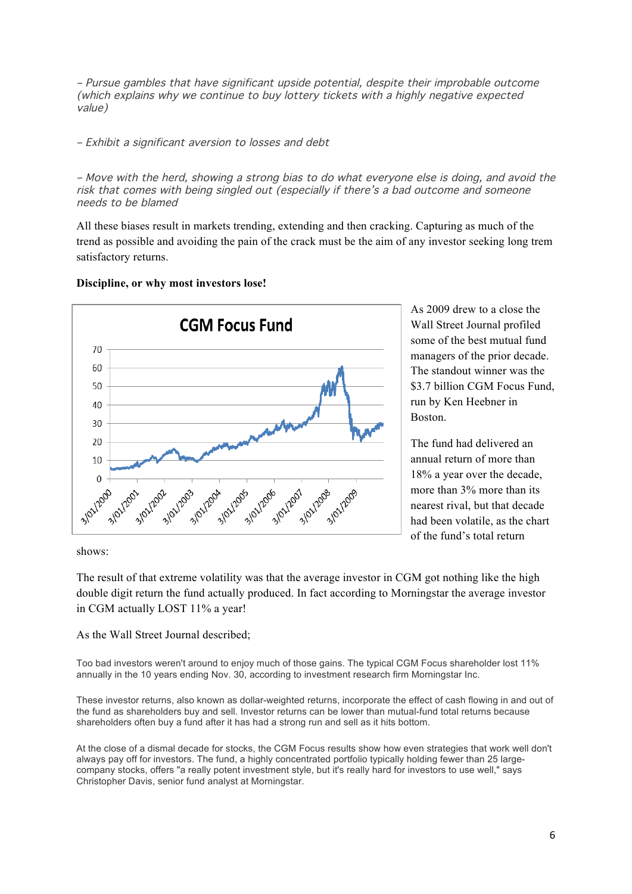*– Pursue gambles that have significant upside potential, despite their improbable outcome (which explains why we continue to buy lottery tickets with a highly negative expected value)*

*– Exhibit a significant aversion to losses and debt*

*– Move with the herd, showing a strong bias to do what everyone else is doing, and avoid the risk that comes with being singled out (especially if there's a bad outcome and someone needs to be blamed*

All these biases result in markets trending, extending and then cracking. Capturing as much of the trend as possible and avoiding the pain of the crack must be the aim of any investor seeking long trem satisfactory returns.

**Discipline, or why most investors lose!**

As 2009 drew to a close the Wall Street Journal profiled some of the best mutual fund managers of the prior decade. The standout winner was the $3.7 billion CGM Focus Fund, run by Ken Heebner in Boston.

The fund had delivered an annual return of more than 18% a year over the decade, more than 3% more than its nearest rival, but that decade had been volatile, as the chart of the fund's total return shows:

The result of that extreme volatility was that the average investor in CGM got nothing like the high double digit return the fund actually produced. In fact according to Morningstar the average investor in CGM actually LOST 11% a year!

As the Wall Street Journal described;

Too bad investors weren't around to enjoy much of those gains. The typical CGM Focus shareholder lost 11% annually in the 10 years ending Nov. 30, according to investment research firm Morningstar Inc.

These investor returns, also known as dollar-weighted returns, incorporate the effect of cash flowing in and out of the fund as shareholders buy and sell. Investor returns can be lower than mutual-fund total returns because shareholders often buy a fund after it has had a strong run and sell as it hits bottom.

At the close of a dismal decade for stocks, the CGM Focus results show how even strategies that work well don't always pay off for investors. The fund, a highly concentrated portfolio typically holding fewer than 25 large-company stocks, offers "a really potent investment style, but it's really hard for investors to use well," says Christopher Davis, senior fund analyst at Morningstar.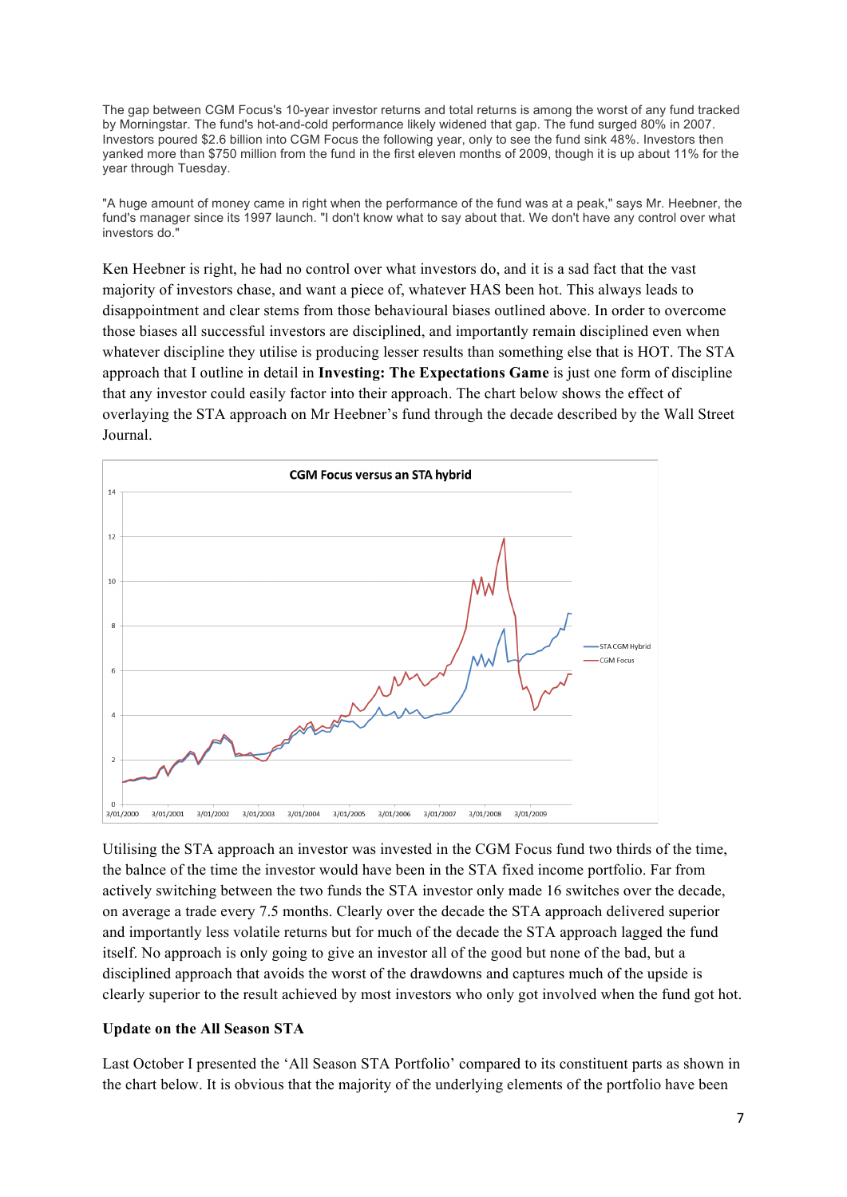The gap between CGM Focus's 10-year investor returns and total returns is among the worst of any fund tracked by Morningstar. The fund's hot-and-cold performance likely widened that gap. The fund surged 80% in 2007. Investors poured $2.6 billion into CGM Focus the following year, only to see the fund sink 48%. Investors then yanked more than $750 million from the fund in the first eleven months of 2009, though it is up about 11% for the year through Tuesday.

"A huge amount of money came in right when the performance of the fund was at a peak," says Mr. Heebner, the fund's manager since its 1997 launch. "I don't know what to say about that. We don't have any control over what investors do."

Ken Heebner is right, he had no control over what investors do, and it is a sad fact that the vast majority of investors chase, and want a piece of, whatever HAS been hot. This always leads to disappointment and clear stems from those behavioural biases outlined above. In order to overcome those biases all successful investors are disciplined, and importantly remain disciplined even when whatever discipline they utilise is producing lesser results than something else that is HOT. The STA approach that I outline in detail in **Investing: The Expectations Game** is just one form of discipline that any investor could easily factor into their approach. The chart below shows the effect of overlaying the STA approach on Mr Heebner's fund through the decade described by the Wall Street Journal.

**CGM Focus versus an STA hybrid**

Utilising the STA approach an investor was invested in the CGM Focus fund two thirds of the time, the balnce of the time the investor would have been in the STA fixed income portfolio. Far from actively switching between the two funds the STA investor only made 16 switches over the decade, on average a trade every 7.5 months. Clearly over the decade the STA approach delivered superior and importantly less volatile returns but for much of the decade the STA approach lagged the fund itself. No approach is only going to give an investor all of the good but none of the bad, but a disciplined approach that avoids the worst of the drawdowns and captures much of the upside is clearly superior to the result achieved by most investors who only got involved when the fund got hot.

**Update on the All Season STA**

Last October I presented the 'All Season STA Portfolio' compared to its constituent parts as shown in the chart below. It is obvious that the majority of the underlying elements of the portfolio have been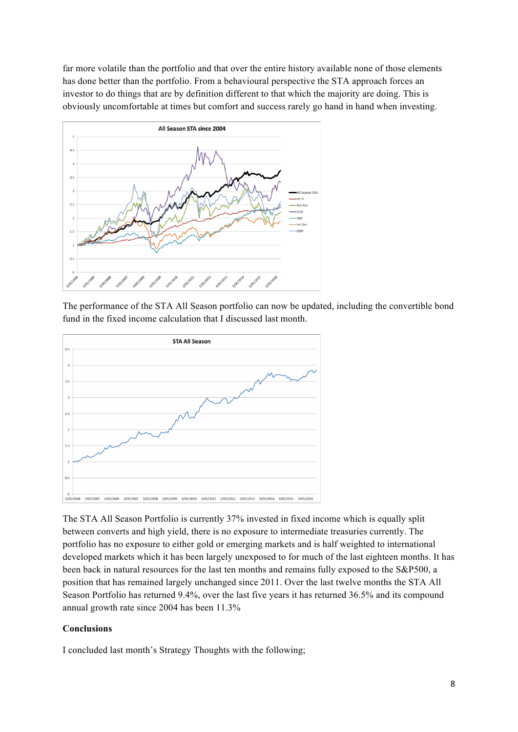far more volatile than the portfolio and that over the entire history available none of those elements has done better than the portfolio. From a behavioural perspective the STA approach forces an investor to do things that are by definition different to that which the majority are doing. This is obviously uncomfortable at times but comfort and success rarely go hand in hand when investing.

The performance of the STA All Season portfolio can now be updated, including the convertible bond fund in the fixed income calculation that I discussed last month.

The STA All Season Portfolio is currently 37% invested in fixed income which is equally split between converts and high yield, there is no exposure to intermediate treasuries currently. The portfolio has no exposure to either gold or emerging markets and is half weighted to international developed markets which it has been largely unexposed to for much of the last eighteen months. It has been back in natural resources for the last ten months and remains fully exposed to the S&P500, a position that has remained largely unchanged since 2011. Over the last twelve months the STA All Season Portfolio has returned 9.4%, over the last five years it has returned 36.5% and its compound annual growth rate since 2004 has been 11.3%

**Conclusions**

I concluded last month's Strategy Thoughts with the following;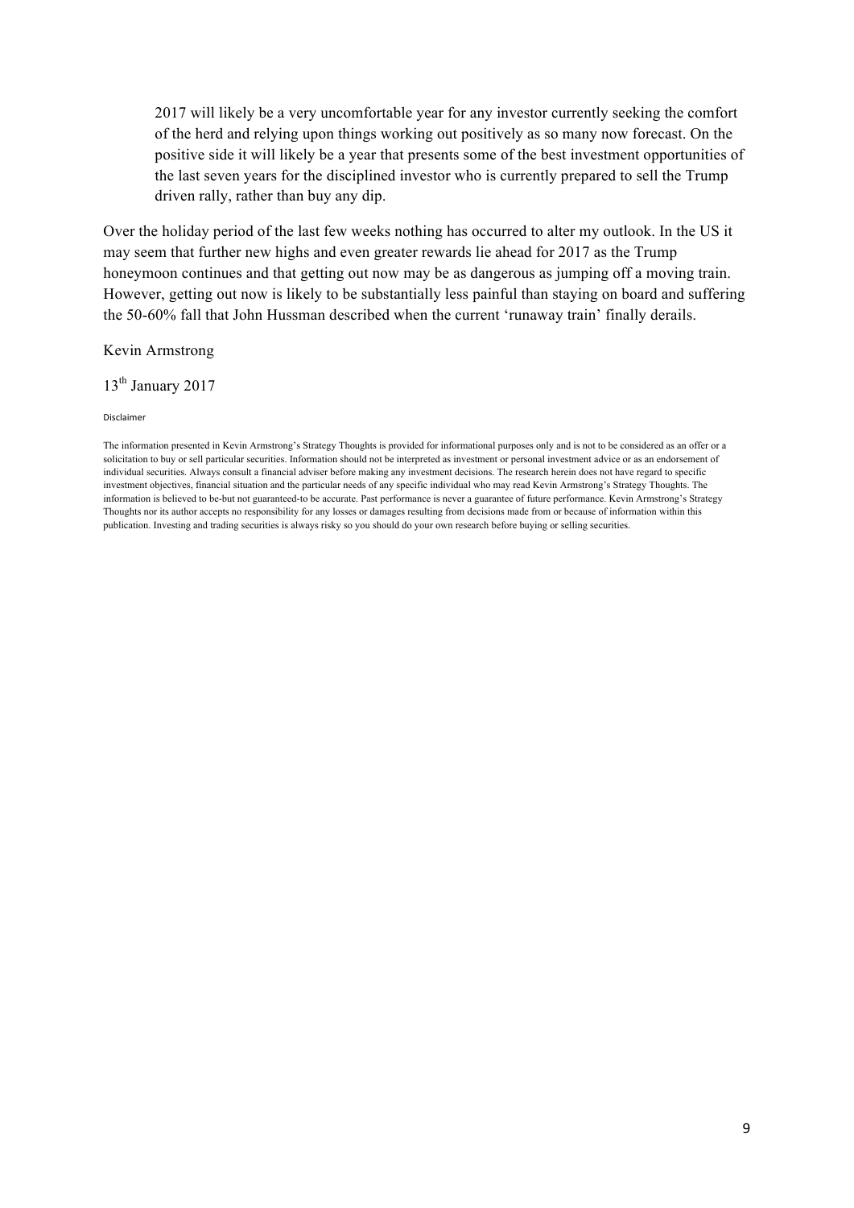> 2017 will likely be a very uncomfortable year for any investor currently seeking the comfort of the herd and relying upon things working out positively as so many now forecast. On the positive side it will likely be a year that presents some of the best investment opportunities of the last seven years for the disciplined investor who is currently prepared to sell the Trump driven rally, rather than buy any dip.

Over the holiday period of the last few weeks nothing has occurred to alter my outlook. In the US it may seem that further new highs and even greater rewards lie ahead for 2017 as the Trump honeymoon continues and that getting out now may be as dangerous as jumping off a moving train. However, getting out now is likely to be substantially less painful than staying on board and suffering the 50-60% fall that John Hussman described when the current 'runaway train' finally derails.

Kevin Armstrong

13th January 2017

Disclaimer

The information presented in Kevin Armstrong's Strategy Thoughts is provided for informational purposes only and is not to be considered as an offer or a solicitation to buy or sell particular securities. Information should not be interpreted as investment or personal investment advice or as an endorsement of individual securities. Always consult a financial adviser before making any investment decisions. The research herein does not have regard to specific investment objectives, financial situation and the particular needs of any specific individual who may read Kevin Armstrong's Strategy Thoughts. The information is believed to be-but not guaranteed-to be accurate. Past performance is never a guarantee of future performance. Kevin Armstrong's Strategy Thoughts nor its author accepts no responsibility for any losses or damages resulting from decisions made from or because of information within this publication. Investing and trading securities is always risky so you should do your own research before buying or selling securities.